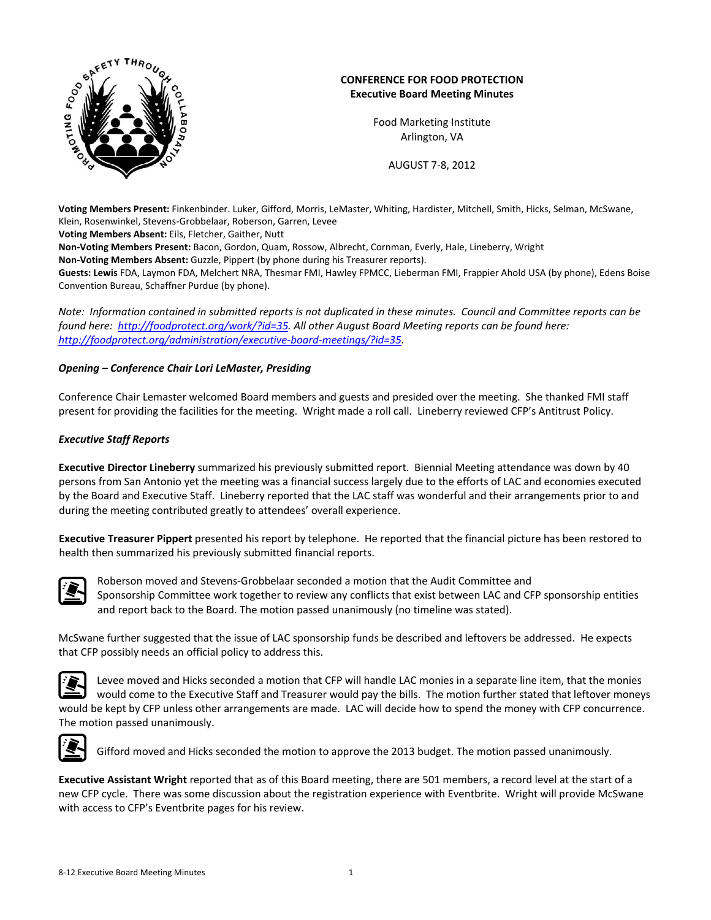**CONFERENCE FOR FOOD PROTECTION**
**Executive Board Meeting Minutes**

Food Marketing Institute
Arlington, VA

AUGUST 7-8, 2012

**Voting Members Present:** Finkenbinder. Luker, Gifford, Morris, LeMaster, Whiting, Hardister, Mitchell, Smith, Hicks, Selman, McSwane, Klein, Rosenwinkel, Stevens-Grobbelaar, Roberson, Garren, Levee
**Voting Members Absent:** Eils, Fletcher, Gaither, Nutt
**Non-Voting Members Present:** Bacon, Gordon, Quam, Rossow, Albrecht, Cornman, Everly, Hale, Lineberry, Wright
**Non-Voting Members Absent:** Guzzle, Pippert (by phone during his Treasurer reports).
**Guests: Lewis** FDA, Laymon FDA, Melchert NRA, Thesmar FMI, Hawley FPMCC, Lieberman FMI, Frappier Ahold USA (by phone), Edens Boise Convention Bureau, Schaffner Purdue (by phone).

*Note: Information contained in submitted reports is not duplicated in these minutes. Council and Committee reports can be found here: http://foodprotect.org/work/?id=35. All other August Board Meeting reports can be found here: http://foodprotect.org/administration/executive-board-meetings/?id=35.*

***Opening – Conference Chair Lori LeMaster, Presiding***

Conference Chair Lemaster welcomed Board members and guests and presided over the meeting. She thanked FMI staff present for providing the facilities for the meeting. Wright made a roll call. Lineberry reviewed CFP's Antitrust Policy.

***Executive Staff Reports***

**Executive Director Lineberry** summarized his previously submitted report. Biennial Meeting attendance was down by 40 persons from San Antonio yet the meeting was a financial success largely due to the efforts of LAC and economies executed by the Board and Executive Staff. Lineberry reported that the LAC staff was wonderful and their arrangements prior to and during the meeting contributed greatly to attendees' overall experience.

**Executive Treasurer Pippert** presented his report by telephone. He reported that the financial picture has been restored to health then summarized his previously submitted financial reports.

Roberson moved and Stevens-Grobbelaar seconded a motion that the Audit Committee and Sponsorship Committee work together to review any conflicts that exist between LAC and CFP sponsorship entities and report back to the Board. The motion passed unanimously (no timeline was stated).

McSwane further suggested that the issue of LAC sponsorship funds be described and leftovers be addressed. He expects that CFP possibly needs an official policy to address this.

Levee moved and Hicks seconded a motion that CFP will handle LAC monies in a separate line item, that the monies would come to the Executive Staff and Treasurer would pay the bills. The motion further stated that leftover moneys would be kept by CFP unless other arrangements are made. LAC will decide how to spend the money with CFP concurrence. The motion passed unanimously.

Gifford moved and Hicks seconded the motion to approve the 2013 budget. The motion passed unanimously.

**Executive Assistant Wright** reported that as of this Board meeting, there are 501 members, a record level at the start of a new CFP cycle. There was some discussion about the registration experience with Eventbrite. Wright will provide McSwane with access to CFP's Eventbrite pages for his review.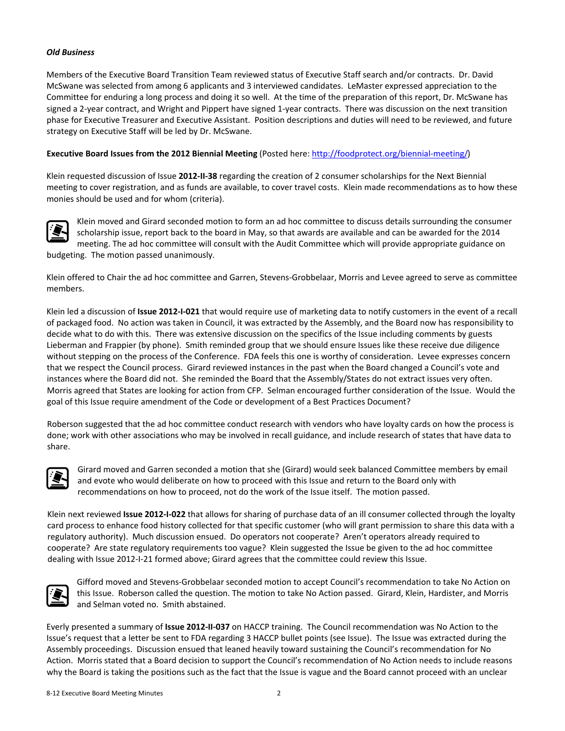***Old Business***

Members of the Executive Board Transition Team reviewed status of Executive Staff search and/or contracts. Dr. David McSwane was selected from among 6 applicants and 3 interviewed candidates. LeMaster expressed appreciation to the Committee for enduring a long process and doing it so well. At the time of the preparation of this report, Dr. McSwane has signed a 2-year contract, and Wright and Pippert have signed 1-year contracts. There was discussion on the next transition phase for Executive Treasurer and Executive Assistant. Position descriptions and duties will need to be reviewed, and future strategy on Executive Staff will be led by Dr. McSwane.

**Executive Board Issues from the 2012 Biennial Meeting** (Posted here: http://foodprotect.org/biennial-meeting/)

Klein requested discussion of Issue **2012-II-38** regarding the creation of 2 consumer scholarships for the Next Biennial meeting to cover registration, and as funds are available, to cover travel costs. Klein made recommendations as to how these monies should be used and for whom (criteria).

Klein moved and Girard seconded motion to form an ad hoc committee to discuss details surrounding the consumer scholarship issue, report back to the board in May, so that awards are available and can be awarded for the 2014 meeting. The ad hoc committee will consult with the Audit Committee which will provide appropriate guidance on budgeting. The motion passed unanimously.

Klein offered to Chair the ad hoc committee and Garren, Stevens-Grobbelaar, Morris and Levee agreed to serve as committee members.

Klein led a discussion of **Issue 2012-I-021** that would require use of marketing data to notify customers in the event of a recall of packaged food. No action was taken in Council, it was extracted by the Assembly, and the Board now has responsibility to decide what to do with this. There was extensive discussion on the specifics of the Issue including comments by guests Lieberman and Frappier (by phone). Smith reminded group that we should ensure Issues like these receive due diligence without stepping on the process of the Conference. FDA feels this one is worthy of consideration. Levee expresses concern that we respect the Council process. Girard reviewed instances in the past when the Board changed a Council's vote and instances where the Board did not. She reminded the Board that the Assembly/States do not extract issues very often. Morris agreed that States are looking for action from CFP. Selman encouraged further consideration of the Issue. Would the goal of this Issue require amendment of the Code or development of a Best Practices Document?

Roberson suggested that the ad hoc committee conduct research with vendors who have loyalty cards on how the process is done; work with other associations who may be involved in recall guidance, and include research of states that have data to share.

Girard moved and Garren seconded a motion that she (Girard) would seek balanced Committee members by email and evote who would deliberate on how to proceed with this Issue and return to the Board only with recommendations on how to proceed, not do the work of the Issue itself. The motion passed.

Klein next reviewed **Issue 2012-I-022** that allows for sharing of purchase data of an ill consumer collected through the loyalty card process to enhance food history collected for that specific customer (who will grant permission to share this data with a regulatory authority). Much discussion ensued. Do operators not cooperate? Aren't operators already required to cooperate? Are state regulatory requirements too vague? Klein suggested the Issue be given to the ad hoc committee dealing with Issue 2012-I-21 formed above; Girard agrees that the committee could review this Issue.

Gifford moved and Stevens-Grobbelaar seconded motion to accept Council's recommendation to take No Action on this Issue. Roberson called the question. The motion to take No Action passed. Girard, Klein, Hardister, and Morris and Selman voted no. Smith abstained.

Everly presented a summary of **Issue 2012-II-037** on HACCP training. The Council recommendation was No Action to the Issue's request that a letter be sent to FDA regarding 3 HACCP bullet points (see Issue). The Issue was extracted during the Assembly proceedings. Discussion ensued that leaned heavily toward sustaining the Council's recommendation for No Action. Morris stated that a Board decision to support the Council's recommendation of No Action needs to include reasons why the Board is taking the positions such as the fact that the Issue is vague and the Board cannot proceed with an unclear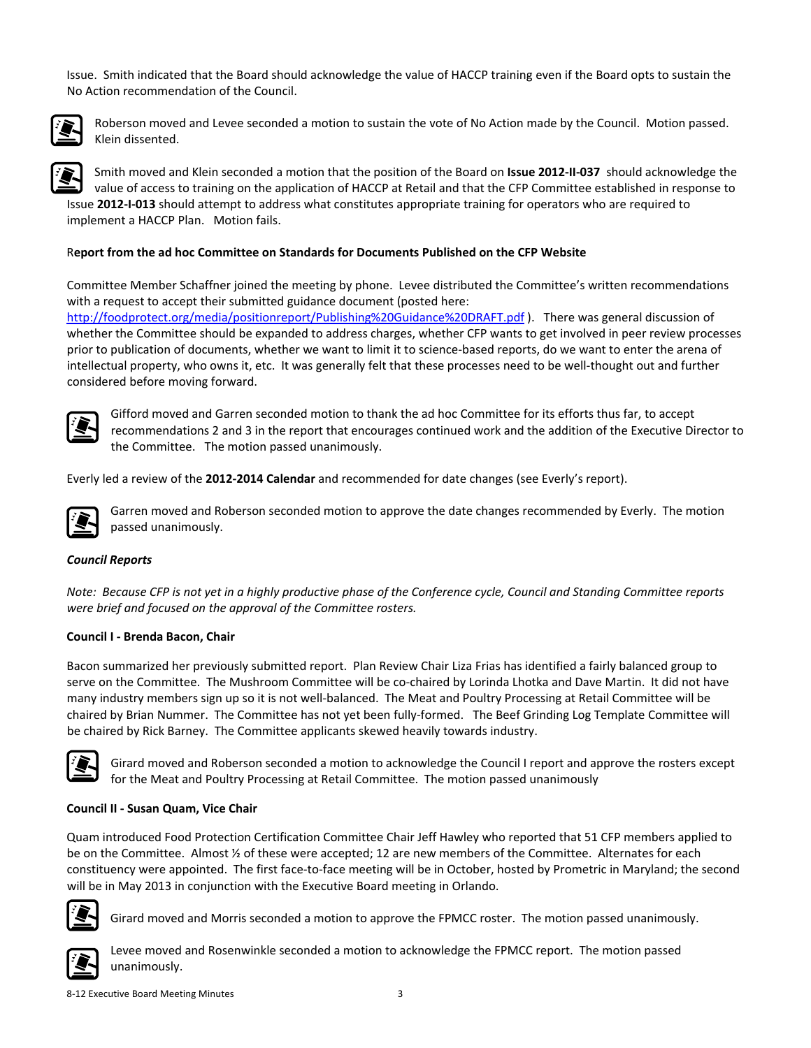Issue. Smith indicated that the Board should acknowledge the value of HACCP training even if the Board opts to sustain the No Action recommendation of the Council.

Roberson moved and Levee seconded a motion to sustain the vote of No Action made by the Council. Motion passed. Klein dissented.

Smith moved and Klein seconded a motion that the position of the Board on **Issue 2012-II-037** should acknowledge the value of access to training on the application of HACCP at Retail and that the CFP Committee established in response to Issue **2012-I-013** should attempt to address what constitutes appropriate training for operators who are required to implement a HACCP Plan. Motion fails.

**Report from the ad hoc Committee on Standards for Documents Published on the CFP Website**

Committee Member Schaffner joined the meeting by phone. Levee distributed the Committee's written recommendations with a request to accept their submitted guidance document (posted here: http://foodprotect.org/media/positionreport/Publishing%20Guidance%20DRAFT.pdf ). There was general discussion of whether the Committee should be expanded to address charges, whether CFP wants to get involved in peer review processes prior to publication of documents, whether we want to limit it to science-based reports, do we want to enter the arena of intellectual property, who owns it, etc. It was generally felt that these processes need to be well-thought out and further considered before moving forward.

Gifford moved and Garren seconded motion to thank the ad hoc Committee for its efforts thus far, to accept recommendations 2 and 3 in the report that encourages continued work and the addition of the Executive Director to the Committee. The motion passed unanimously.

Everly led a review of the **2012-2014 Calendar** and recommended for date changes (see Everly's report).

Garren moved and Roberson seconded motion to approve the date changes recommended by Everly. The motion passed unanimously.

***Council Reports***

*Note: Because CFP is not yet in a highly productive phase of the Conference cycle, Council and Standing Committee reports were brief and focused on the approval of the Committee rosters.*

**Council I - Brenda Bacon, Chair**

Bacon summarized her previously submitted report. Plan Review Chair Liza Frias has identified a fairly balanced group to serve on the Committee. The Mushroom Committee will be co-chaired by Lorinda Lhotka and Dave Martin. It did not have many industry members sign up so it is not well-balanced. The Meat and Poultry Processing at Retail Committee will be chaired by Brian Nummer. The Committee has not yet been fully-formed. The Beef Grinding Log Template Committee will be chaired by Rick Barney. The Committee applicants skewed heavily towards industry.

Girard moved and Roberson seconded a motion to acknowledge the Council I report and approve the rosters except for the Meat and Poultry Processing at Retail Committee. The motion passed unanimously

**Council II - Susan Quam, Vice Chair**

Quam introduced Food Protection Certification Committee Chair Jeff Hawley who reported that 51 CFP members applied to be on the Committee. Almost ½ of these were accepted; 12 are new members of the Committee. Alternates for each constituency were appointed. The first face-to-face meeting will be in October, hosted by Prometric in Maryland; the second will be in May 2013 in conjunction with the Executive Board meeting in Orlando.

Girard moved and Morris seconded a motion to approve the FPMCC roster. The motion passed unanimously.

Levee moved and Rosenwinkle seconded a motion to acknowledge the FPMCC report. The motion passed unanimously.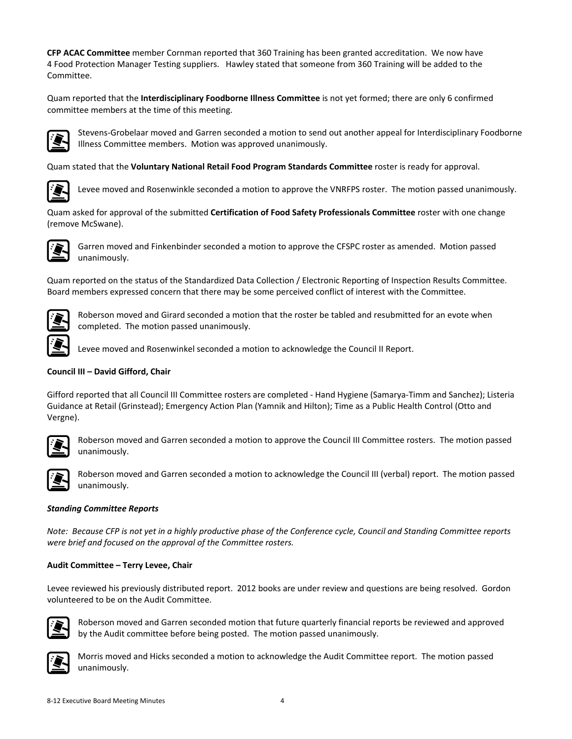**CFP ACAC Committee** member Cornman reported that 360 Training has been granted accreditation. We now have 4 Food Protection Manager Testing suppliers. Hawley stated that someone from 360 Training will be added to the Committee.

Quam reported that the **Interdisciplinary Foodborne Illness Committee** is not yet formed; there are only 6 confirmed committee members at the time of this meeting.

Stevens-Grobelaar moved and Garren seconded a motion to send out another appeal for Interdisciplinary Foodborne Illness Committee members. Motion was approved unanimously.

Quam stated that the **Voluntary National Retail Food Program Standards Committee** roster is ready for approval.

Levee moved and Rosenwinkle seconded a motion to approve the VNRFPS roster. The motion passed unanimously.

Quam asked for approval of the submitted **Certification of Food Safety Professionals Committee** roster with one change (remove McSwane).

Garren moved and Finkenbinder seconded a motion to approve the CFSPC roster as amended. Motion passed unanimously.

Quam reported on the status of the Standardized Data Collection / Electronic Reporting of Inspection Results Committee. Board members expressed concern that there may be some perceived conflict of interest with the Committee.

Roberson moved and Girard seconded a motion that the roster be tabled and resubmitted for an evote when completed. The motion passed unanimously.

Levee moved and Rosenwinkel seconded a motion to acknowledge the Council II Report.

**Council III – David Gifford, Chair**

Gifford reported that all Council III Committee rosters are completed - Hand Hygiene (Samarya-Timm and Sanchez); Listeria Guidance at Retail (Grinstead); Emergency Action Plan (Yamnik and Hilton); Time as a Public Health Control (Otto and Vergne).

Roberson moved and Garren seconded a motion to approve the Council III Committee rosters. The motion passed unanimously.

Roberson moved and Garren seconded a motion to acknowledge the Council III (verbal) report. The motion passed unanimously.

***Standing Committee Reports***

*Note: Because CFP is not yet in a highly productive phase of the Conference cycle, Council and Standing Committee reports were brief and focused on the approval of the Committee rosters.*

**Audit Committee – Terry Levee, Chair**

Levee reviewed his previously distributed report. 2012 books are under review and questions are being resolved. Gordon volunteered to be on the Audit Committee.

Roberson moved and Garren seconded motion that future quarterly financial reports be reviewed and approved by the Audit committee before being posted. The motion passed unanimously.

Morris moved and Hicks seconded a motion to acknowledge the Audit Committee report. The motion passed unanimously.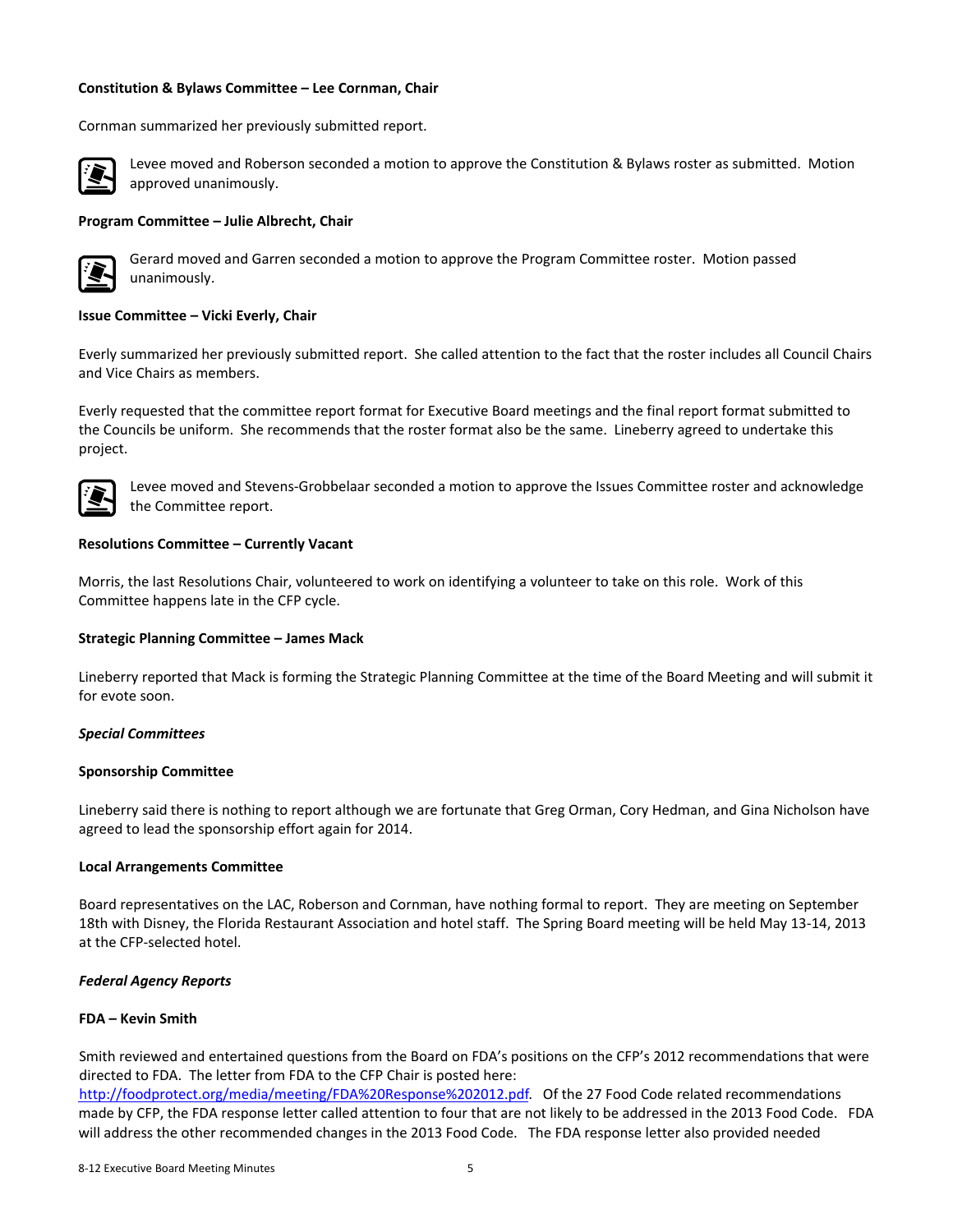**Constitution & Bylaws Committee – Lee Cornman, Chair**

Cornman summarized her previously submitted report.

Levee moved and Roberson seconded a motion to approve the Constitution & Bylaws roster as submitted. Motion approved unanimously.

**Program Committee – Julie Albrecht, Chair**

Gerard moved and Garren seconded a motion to approve the Program Committee roster. Motion passed unanimously.

**Issue Committee – Vicki Everly, Chair**

Everly summarized her previously submitted report. She called attention to the fact that the roster includes all Council Chairs and Vice Chairs as members.

Everly requested that the committee report format for Executive Board meetings and the final report format submitted to the Councils be uniform. She recommends that the roster format also be the same. Lineberry agreed to undertake this project.

Levee moved and Stevens-Grobbelaar seconded a motion to approve the Issues Committee roster and acknowledge the Committee report.

**Resolutions Committee – Currently Vacant**

Morris, the last Resolutions Chair, volunteered to work on identifying a volunteer to take on this role. Work of this Committee happens late in the CFP cycle.

**Strategic Planning Committee – James Mack**

Lineberry reported that Mack is forming the Strategic Planning Committee at the time of the Board Meeting and will submit it for evote soon.

***Special Committees***

**Sponsorship Committee**

Lineberry said there is nothing to report although we are fortunate that Greg Orman, Cory Hedman, and Gina Nicholson have agreed to lead the sponsorship effort again for 2014.

**Local Arrangements Committee**

Board representatives on the LAC, Roberson and Cornman, have nothing formal to report. They are meeting on September 18th with Disney, the Florida Restaurant Association and hotel staff. The Spring Board meeting will be held May 13-14, 2013 at the CFP-selected hotel.

***Federal Agency Reports***

**FDA – Kevin Smith**

Smith reviewed and entertained questions from the Board on FDA's positions on the CFP's 2012 recommendations that were directed to FDA. The letter from FDA to the CFP Chair is posted here: http://foodprotect.org/media/meeting/FDA%20Response%202012.pdf. Of the 27 Food Code related recommendations made by CFP, the FDA response letter called attention to four that are not likely to be addressed in the 2013 Food Code. FDA will address the other recommended changes in the 2013 Food Code. The FDA response letter also provided needed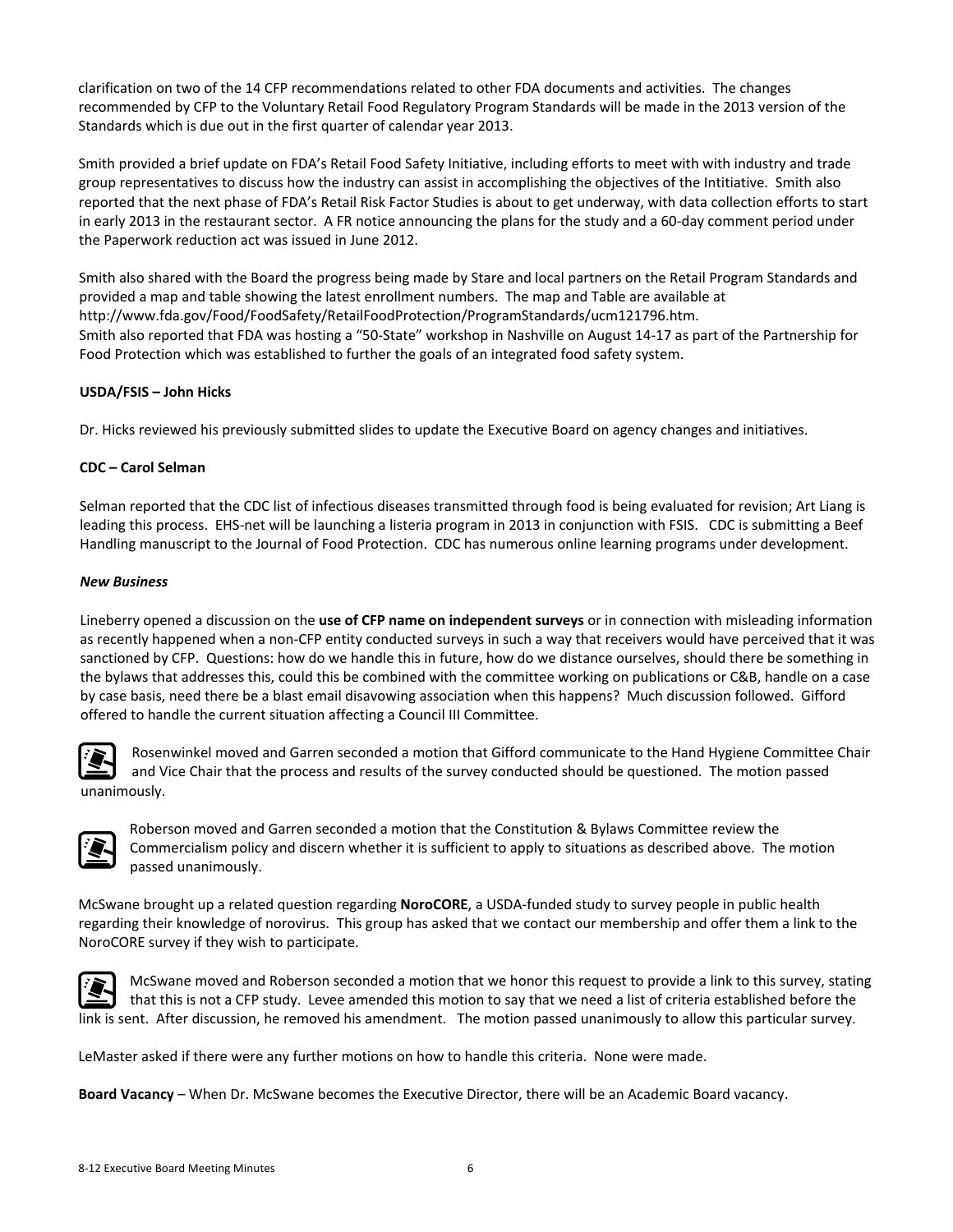clarification on two of the 14 CFP recommendations related to other FDA documents and activities. The changes recommended by CFP to the Voluntary Retail Food Regulatory Program Standards will be made in the 2013 version of the Standards which is due out in the first quarter of calendar year 2013.

Smith provided a brief update on FDA's Retail Food Safety Initiative, including efforts to meet with with industry and trade group representatives to discuss how the industry can assist in accomplishing the objectives of the Intitiative. Smith also reported that the next phase of FDA's Retail Risk Factor Studies is about to get underway, with data collection efforts to start in early 2013 in the restaurant sector. A FR notice announcing the plans for the study and a 60-day comment period under the Paperwork reduction act was issued in June 2012.

Smith also shared with the Board the progress being made by Stare and local partners on the Retail Program Standards and provided a map and table showing the latest enrollment numbers. The map and Table are available at http://www.fda.gov/Food/FoodSafety/RetailFoodProtection/ProgramStandards/ucm121796.htm.
Smith also reported that FDA was hosting a "50-State" workshop in Nashville on August 14-17 as part of the Partnership for Food Protection which was established to further the goals of an integrated food safety system.

**USDA/FSIS – John Hicks**

Dr. Hicks reviewed his previously submitted slides to update the Executive Board on agency changes and initiatives.

**CDC – Carol Selman**

Selman reported that the CDC list of infectious diseases transmitted through food is being evaluated for revision; Art Liang is leading this process. EHS-net will be launching a listeria program in 2013 in conjunction with FSIS. CDC is submitting a Beef Handling manuscript to the Journal of Food Protection. CDC has numerous online learning programs under development.

***New Business***

Lineberry opened a discussion on the **use of CFP name on independent surveys** or in connection with misleading information as recently happened when a non-CFP entity conducted surveys in such a way that receivers would have perceived that it was sanctioned by CFP. Questions: how do we handle this in future, how do we distance ourselves, should there be something in the bylaws that addresses this, could this be combined with the committee working on publications or C&B, handle on a case by case basis, need there be a blast email disavowing association when this happens? Much discussion followed. Gifford offered to handle the current situation affecting a Council III Committee.

Rosenwinkel moved and Garren seconded a motion that Gifford communicate to the Hand Hygiene Committee Chair and Vice Chair that the process and results of the survey conducted should be questioned. The motion passed unanimously.

Roberson moved and Garren seconded a motion that the Constitution & Bylaws Committee review the Commercialism policy and discern whether it is sufficient to apply to situations as described above. The motion passed unanimously.

McSwane brought up a related question regarding **NoroCORE**, a USDA-funded study to survey people in public health regarding their knowledge of norovirus. This group has asked that we contact our membership and offer them a link to the NoroCORE survey if they wish to participate.

McSwane moved and Roberson seconded a motion that we honor this request to provide a link to this survey, stating that this is not a CFP study. Levee amended this motion to say that we need a list of criteria established before the link is sent. After discussion, he removed his amendment. The motion passed unanimously to allow this particular survey.

LeMaster asked if there were any further motions on how to handle this criteria. None were made.

**Board Vacancy** – When Dr. McSwane becomes the Executive Director, there will be an Academic Board vacancy.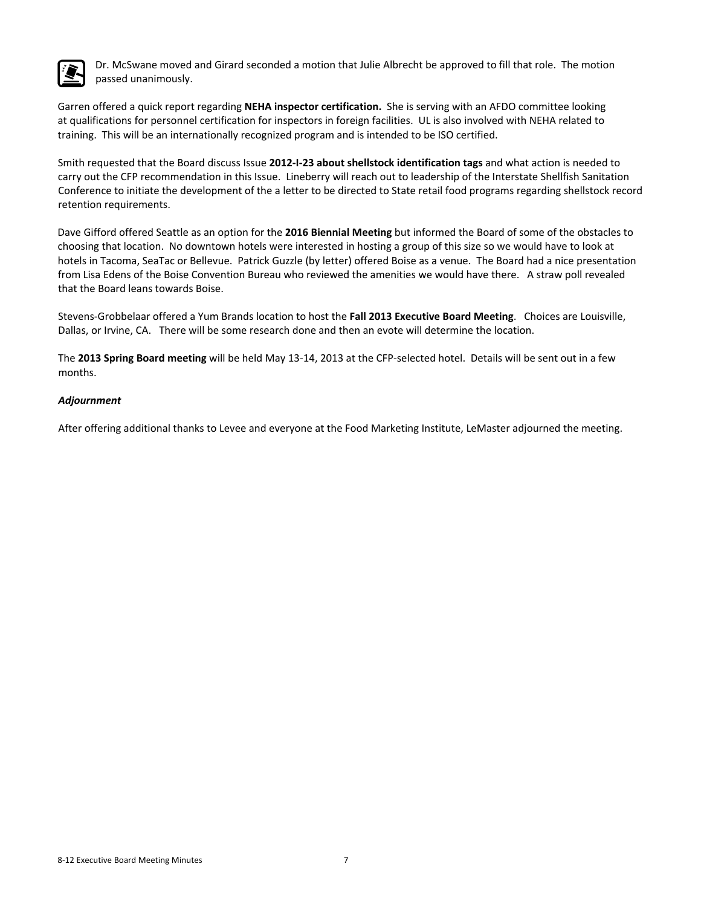Dr. McSwane moved and Girard seconded a motion that Julie Albrecht be approved to fill that role. The motion passed unanimously.

Garren offered a quick report regarding **NEHA inspector certification.** She is serving with an AFDO committee looking at qualifications for personnel certification for inspectors in foreign facilities. UL is also involved with NEHA related to training. This will be an internationally recognized program and is intended to be ISO certified.

Smith requested that the Board discuss Issue **2012-I-23 about shellstock identification tags** and what action is needed to carry out the CFP recommendation in this Issue. Lineberry will reach out to leadership of the Interstate Shellfish Sanitation Conference to initiate the development of the a letter to be directed to State retail food programs regarding shellstock record retention requirements.

Dave Gifford offered Seattle as an option for the **2016 Biennial Meeting** but informed the Board of some of the obstacles to choosing that location. No downtown hotels were interested in hosting a group of this size so we would have to look at hotels in Tacoma, SeaTac or Bellevue. Patrick Guzzle (by letter) offered Boise as a venue. The Board had a nice presentation from Lisa Edens of the Boise Convention Bureau who reviewed the amenities we would have there. A straw poll revealed that the Board leans towards Boise.

Stevens-Grobbelaar offered a Yum Brands location to host the **Fall 2013 Executive Board Meeting**. Choices are Louisville, Dallas, or Irvine, CA. There will be some research done and then an evote will determine the location.

The **2013 Spring Board meeting** will be held May 13-14, 2013 at the CFP-selected hotel. Details will be sent out in a few months.

***Adjournment***

After offering additional thanks to Levee and everyone at the Food Marketing Institute, LeMaster adjourned the meeting.